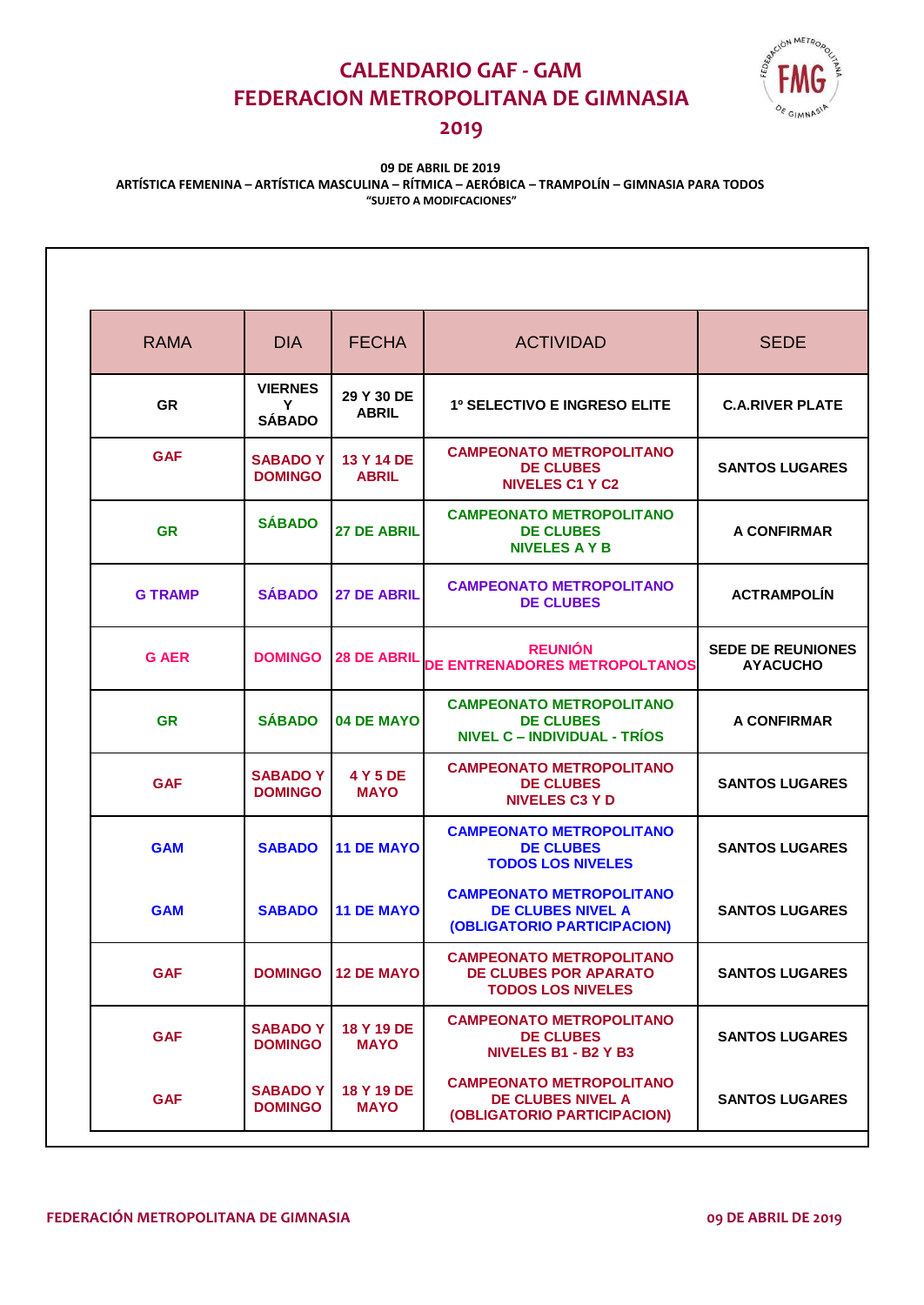# CALENDARIO GAF - GAM
# FEDERACION METROPOLITANA DE GIMNASIA
# 2019

**09 DE ABRIL DE 2019**

**ARTÍSTICA FEMENINA – ARTÍSTICA MASCULINA – RÍTMICA – AERÓBICA – TRAMPOLÍN – GIMNASIA PARA TODOS**

**"SUJETO A MODIFCACIONES"**

| RAMA | DIA | FECHA | ACTIVIDAD | SEDE |
|---|---|---|---|---|
| GR | VIERNES Y SÁBADO | 29 Y 30 DE ABRIL | 1º SELECTIVO E INGRESO ELITE | C.A.RIVER PLATE |
| GAF | SABADO Y DOMINGO | 13 Y 14 DE ABRIL | CAMPEONATO METROPOLITANO DE CLUBES NIVELES C1 Y C2 | SANTOS LUGARES |
| GR | SÁBADO | 27 DE ABRIL | CAMPEONATO METROPOLITANO DE CLUBES NIVELES A Y B | A CONFIRMAR |
| G TRAMP | SÁBADO | 27 DE ABRIL | CAMPEONATO METROPOLITANO DE CLUBES | ACTRAMPOLÍN |
| G AER | DOMINGO | 28 DE ABRIL | REUNIÓN DE ENTRENADORES METROPOLTANOS | SEDE DE REUNIONES AYACUCHO |
| GR | SÁBADO | 04 DE MAYO | CAMPEONATO METROPOLITANO DE CLUBES NIVEL C – INDIVIDUAL - TRÍOS | A CONFIRMAR |
| GAF | SABADO Y DOMINGO | 4 Y 5 DE MAYO | CAMPEONATO METROPOLITANO DE CLUBES NIVELES C3 Y D | SANTOS LUGARES |
| GAM | SABADO | 11 DE MAYO | CAMPEONATO METROPOLITANO DE CLUBES TODOS LOS NIVELES | SANTOS LUGARES |
| GAM | SABADO | 11 DE MAYO | CAMPEONATO METROPOLITANO DE CLUBES NIVEL A (OBLIGATORIO PARTICIPACION) | SANTOS LUGARES |
| GAF | DOMINGO | 12 DE MAYO | CAMPEONATO METROPOLITANO DE CLUBES POR APARATO TODOS LOS NIVELES | SANTOS LUGARES |
| GAF | SABADO Y DOMINGO | 18 Y 19 DE MAYO | CAMPEONATO METROPOLITANO DE CLUBES NIVELES B1 - B2 Y B3 | SANTOS LUGARES |
| GAF | SABADO Y DOMINGO | 18 Y 19 DE MAYO | CAMPEONATO METROPOLITANO DE CLUBES NIVEL A (OBLIGATORIO PARTICIPACION) | SANTOS LUGARES |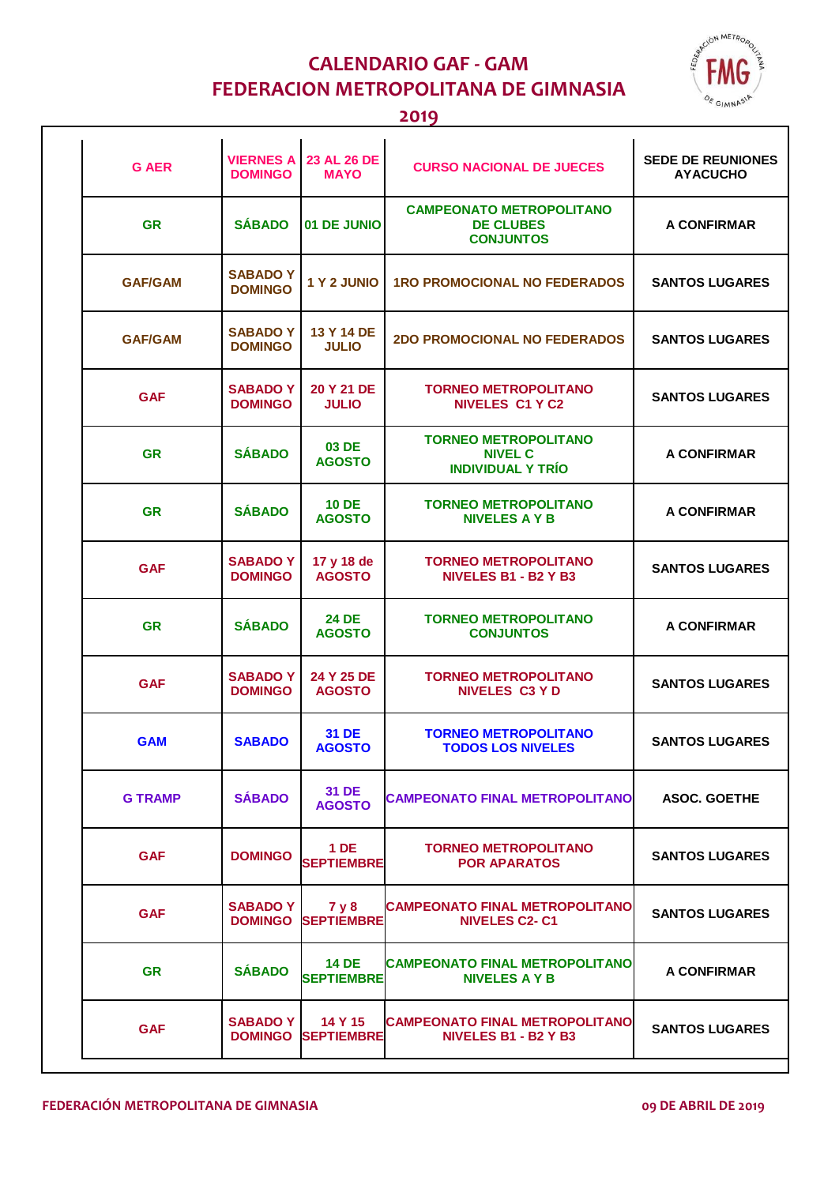# CALENDARIO GAF - GAM
# FEDERACION METROPOLITANA DE GIMNASIA
## 2019

| | | | | |
|---|---|---|---|---|
| G AER | VIERNES A DOMINGO | 23 AL 26 DE MAYO | CURSO NACIONAL DE JUECES | SEDE DE REUNIONES AYACUCHO |
| GR | SÁBADO | 01 DE JUNIO | CAMPEONATO METROPOLITANO DE CLUBES CONJUNTOS | A CONFIRMAR |
| GAF/GAM | SABADO Y DOMINGO | 1 Y 2 JUNIO | 1RO PROMOCIONAL NO FEDERADOS | SANTOS LUGARES |
| GAF/GAM | SABADO Y DOMINGO | 13 Y 14 DE JULIO | 2DO PROMOCIONAL NO FEDERADOS | SANTOS LUGARES |
| GAF | SABADO Y DOMINGO | 20 Y 21 DE JULIO | TORNEO METROPOLITANO NIVELES C1 Y C2 | SANTOS LUGARES |
| GR | SÁBADO | 03 DE AGOSTO | TORNEO METROPOLITANO NIVEL C INDIVIDUAL Y TRÍO | A CONFIRMAR |
| GR | SÁBADO | 10 DE AGOSTO | TORNEO METROPOLITANO NIVELES A Y B | A CONFIRMAR |
| GAF | SABADO Y DOMINGO | 17 y 18 de AGOSTO | TORNEO METROPOLITANO NIVELES B1 - B2 Y B3 | SANTOS LUGARES |
| GR | SÁBADO | 24 DE AGOSTO | TORNEO METROPOLITANO CONJUNTOS | A CONFIRMAR |
| GAF | SABADO Y DOMINGO | 24 Y 25 DE AGOSTO | TORNEO METROPOLITANO NIVELES C3 Y D | SANTOS LUGARES |
| GAM | SABADO | 31 DE AGOSTO | TORNEO METROPOLITANO TODOS LOS NIVELES | SANTOS LUGARES |
| G TRAMP | SÁBADO | 31 DE AGOSTO | CAMPEONATO FINAL METROPOLITANO | ASOC. GOETHE |
| GAF | DOMINGO | 1 DE SEPTIEMBRE | TORNEO METROPOLITANO POR APARATOS | SANTOS LUGARES |
| GAF | SABADO Y DOMINGO | 7 y 8 SEPTIEMBRE | CAMPEONATO FINAL METROPOLITANO NIVELES C2- C1 | SANTOS LUGARES |
| GR | SÁBADO | 14 DE SEPTIEMBRE | CAMPEONATO FINAL METROPOLITANO NIVELES A Y B | A CONFIRMAR |
| GAF | SABADO Y DOMINGO | 14 Y 15 SEPTIEMBRE | CAMPEONATO FINAL METROPOLITANO NIVELES B1 - B2 Y B3 | SANTOS LUGARES |

FEDERACIÓN METROPOLITANA DE GIMNASIA — 09 DE ABRIL DE 2019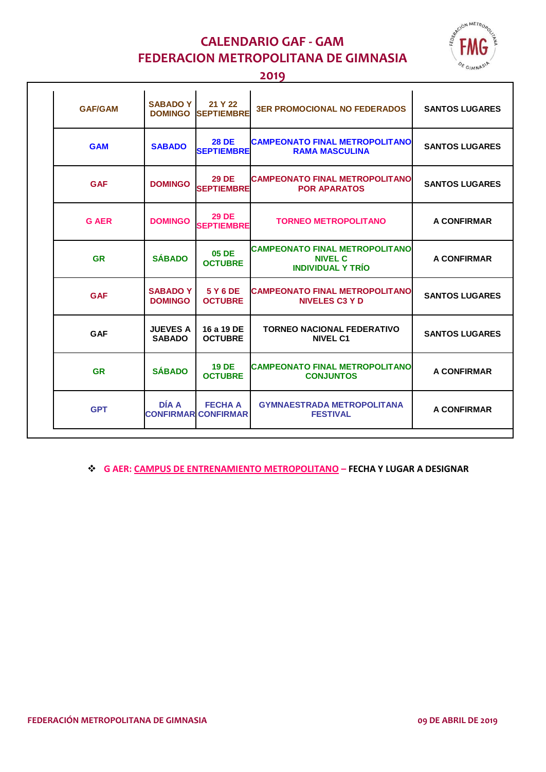# CALENDARIO GAF - GAM
# FEDERACION METROPOLITANA DE GIMNASIA
## 2019

| | | | | |
|---|---|---|---|---|
| GAF/GAM | SABADO Y DOMINGO | 21 Y 22 SEPTIEMBRE | 3ER PROMOCIONAL NO FEDERADOS | SANTOS LUGARES |
| GAM | SABADO | 28 DE SEPTIEMBRE | CAMPEONATO FINAL METROPOLITANO RAMA MASCULINA | SANTOS LUGARES |
| GAF | DOMINGO | 29 DE SEPTIEMBRE | CAMPEONATO FINAL METROPOLITANO POR APARATOS | SANTOS LUGARES |
| G AER | DOMINGO | 29 DE SEPTIEMBRE | TORNEO METROPOLITANO | A CONFIRMAR |
| GR | SÁBADO | 05 DE OCTUBRE | CAMPEONATO FINAL METROPOLITANO NIVEL C INDIVIDUAL Y TRÍO | A CONFIRMAR |
| GAF | SABADO Y DOMINGO | 5 Y 6 DE OCTUBRE | CAMPEONATO FINAL METROPOLITANO NIVELES C3 Y D | SANTOS LUGARES |
| GAF | JUEVES A SABADO | 16 a 19 DE OCTUBRE | TORNEO NACIONAL FEDERATIVO NIVEL C1 | SANTOS LUGARES |
| GR | SÁBADO | 19 DE OCTUBRE | CAMPEONATO FINAL METROPOLITANO CONJUNTOS | A CONFIRMAR |
| GPT | DÍA A CONFIRMAR | FECHA A CONFIRMAR | GYMNAESTRADA METROPOLITANA FESTIVAL | A CONFIRMAR |

- **G AER: CAMPUS DE ENTRENAMIENTO METROPOLITANO – FECHA Y LUGAR A DESIGNAR**

FEDERACIÓN METROPOLITANA DE GIMNASIA — 09 DE ABRIL DE 2019